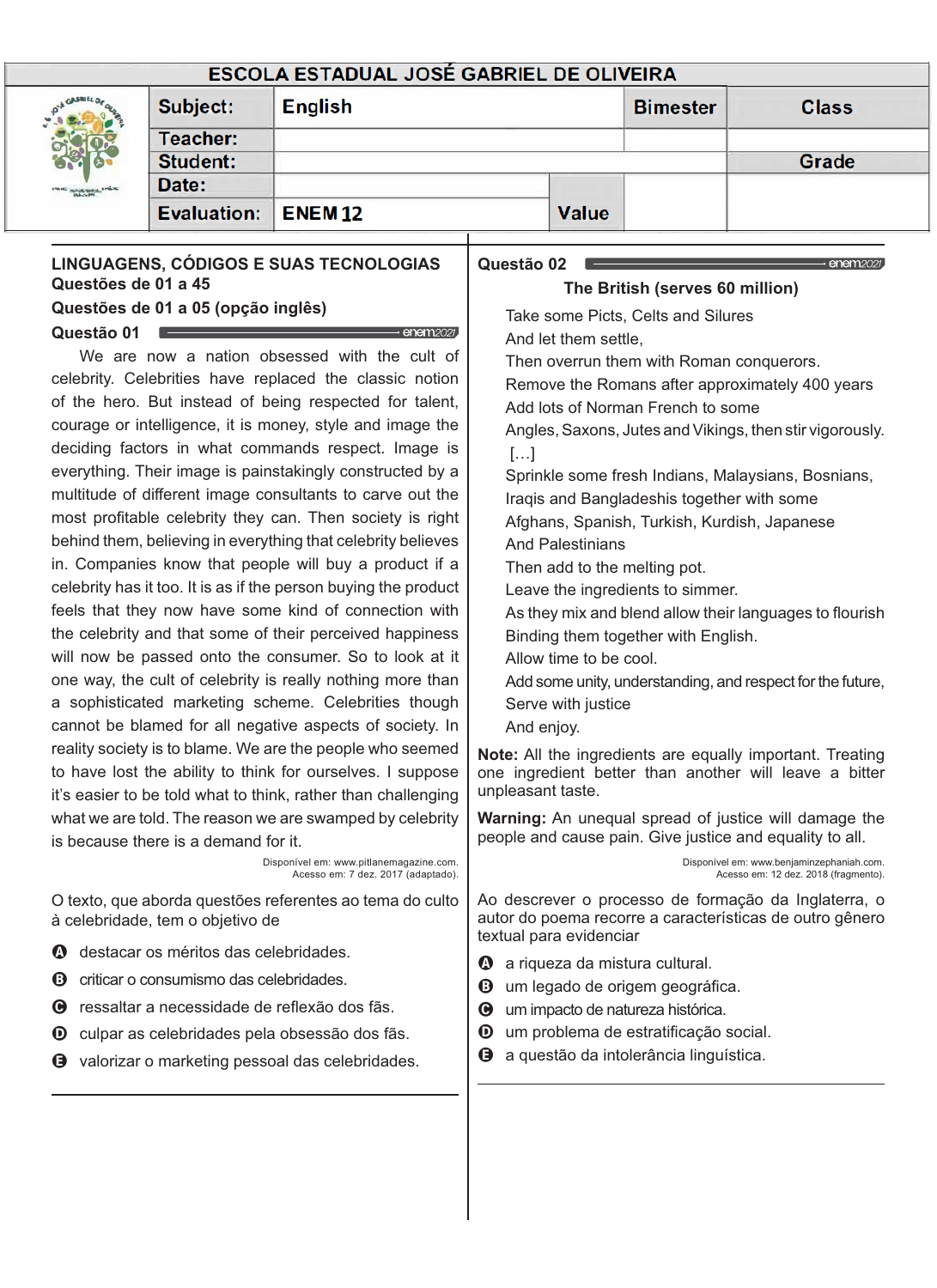## ESCOLA ESTADUAL JOSÉ GABRIEL DE OLIVEIRA

| Subject: | English | Bimester | Class |
|---|---|---|---|
| Teacher: | | | |
| Student: | | | Grade |
| Date: | | | |
| Evaluation: | ENEM 12 | Value | |

**LINGUAGENS, CÓDIGOS E SUAS TECNOLOGIAS**
**Questões de 01 a 45**

**Questões de 01 a 05 (opção inglês)**

**Questão 01** enem2021

We are now a nation obsessed with the cult of celebrity. Celebrities have replaced the classic notion of the hero. But instead of being respected for talent, courage or intelligence, it is money, style and image the deciding factors in what commands respect. Image is everything. Their image is painstakingly constructed by a multitude of different image consultants to carve out the most profitable celebrity they can. Then society is right behind them, believing in everything that celebrity believes in. Companies know that people will buy a product if a celebrity has it too. It is as if the person buying the product feels that they now have some kind of connection with the celebrity and that some of their perceived happiness will now be passed onto the consumer. So to look at it one way, the cult of celebrity is really nothing more than a sophisticated marketing scheme. Celebrities though cannot be blamed for all negative aspects of society. In reality society is to blame. We are the people who seemed to have lost the ability to think for ourselves. I suppose it's easier to be told what to think, rather than challenging what we are told. The reason we are swamped by celebrity is because there is a demand for it.

Disponível em: www.pitlanemagazine.com.
Acesso em: 7 dez. 2017 (adaptado).

O texto, que aborda questões referentes ao tema do culto à celebridade, tem o objetivo de

- **A** destacar os méritos das celebridades.
- **B** criticar o consumismo das celebridades.
- **C** ressaltar a necessidade de reflexão dos fãs.
- **D** culpar as celebridades pela obsessão dos fãs.
- **E** valorizar o marketing pessoal das celebridades.

**Questão 02** enem2021

**The British (serves 60 million)**

Take some Picts, Celts and Silures
And let them settle,
Then overrun them with Roman conquerors.
Remove the Romans after approximately 400 years
Add lots of Norman French to some
Angles, Saxons, Jutes and Vikings, then stir vigorously.
[…]
Sprinkle some fresh Indians, Malaysians, Bosnians,
Iraqis and Bangladeshis together with some
Afghans, Spanish, Turkish, Kurdish, Japanese
And Palestinians
Then add to the melting pot.
Leave the ingredients to simmer.
As they mix and blend allow their languages to flourish
Binding them together with English.
Allow time to be cool.
Add some unity, understanding, and respect for the future,
Serve with justice
And enjoy.

**Note:** All the ingredients are equally important. Treating one ingredient better than another will leave a bitter unpleasant taste.

**Warning:** An unequal spread of justice will damage the people and cause pain. Give justice and equality to all.

Disponível em: www.benjaminzephaniah.com.
Acesso em: 12 dez. 2018 (fragmento).

Ao descrever o processo de formação da Inglaterra, o autor do poema recorre a características de outro gênero textual para evidenciar

- **A** a riqueza da mistura cultural.
- **B** um legado de origem geográfica.
- **C** um impacto de natureza histórica.
- **D** um problema de estratificação social.
- **E** a questão da intolerância linguística.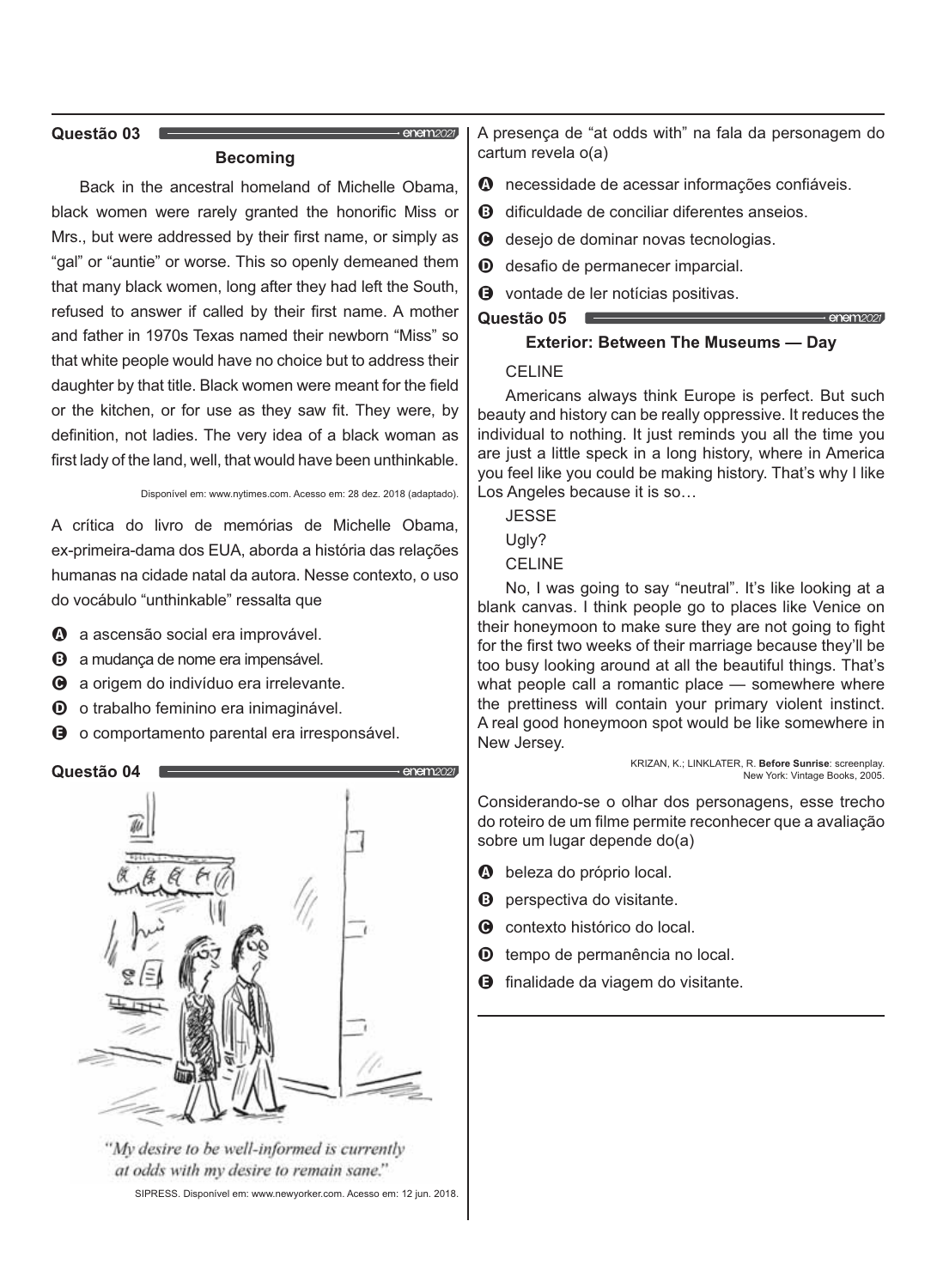### Questão 03

**Becoming**

Back in the ancestral homeland of Michelle Obama, black women were rarely granted the honorific Miss or Mrs., but were addressed by their first name, or simply as "gal" or "auntie" or worse. This so openly demeaned them that many black women, long after they had left the South, refused to answer if called by their first name. A mother and father in 1970s Texas named their newborn "Miss" so that white people would have no choice but to address their daughter by that title. Black women were meant for the field or the kitchen, or for use as they saw fit. They were, by definition, not ladies. The very idea of a black woman as first lady of the land, well, that would have been unthinkable.

Disponível em: www.nytimes.com. Acesso em: 28 dez. 2018 (adaptado).

A crítica do livro de memórias de Michelle Obama, ex-primeira-dama dos EUA, aborda a história das relações humanas na cidade natal da autora. Nesse contexto, o uso do vocábulo "unthinkable" ressalta que

- **A** a ascensão social era improvável.
- **B** a mudança de nome era impensável.
- **C** a origem do indivíduo era irrelevante.
- **D** o trabalho feminino era inimaginável.
- **E** o comportamento parental era irresponsável.

### Questão 04

*"My desire to be well-informed is currently at odds with my desire to remain sane."*

SIPRESS. Disponível em: www.newyorker.com. Acesso em: 12 jun. 2018.

A presença de "at odds with" na fala da personagem do cartum revela o(a)

- **A** necessidade de acessar informações confiáveis.
- **B** dificuldade de conciliar diferentes anseios.
- **C** desejo de dominar novas tecnologias.
- **D** desafio de permanecer imparcial.
- **E** vontade de ler notícias positivas.

### Questão 05

**Exterior: Between The Museums — Day**

CELINE

Americans always think Europe is perfect. But such beauty and history can be really oppressive. It reduces the individual to nothing. It just reminds you all the time you are just a little speck in a long history, where in America you feel like you could be making history. That's why I like Los Angeles because it is so…

JESSE

Ugly?

CELINE

No, I was going to say "neutral". It's like looking at a blank canvas. I think people go to places like Venice on their honeymoon to make sure they are not going to fight for the first two weeks of their marriage because they'll be too busy looking around at all the beautiful things. That's what people call a romantic place — somewhere where the prettiness will contain your primary violent instinct. A real good honeymoon spot would be like somewhere in New Jersey.

KRIZAN, K.; LINKLATER, R. **Before Sunrise**: screenplay. New York: Vintage Books, 2005.

Considerando-se o olhar dos personagens, esse trecho do roteiro de um filme permite reconhecer que a avaliação sobre um lugar depende do(a)

- **A** beleza do próprio local.
- **B** perspectiva do visitante.
- **C** contexto histórico do local.
- **D** tempo de permanência no local.
- **E** finalidade da viagem do visitante.